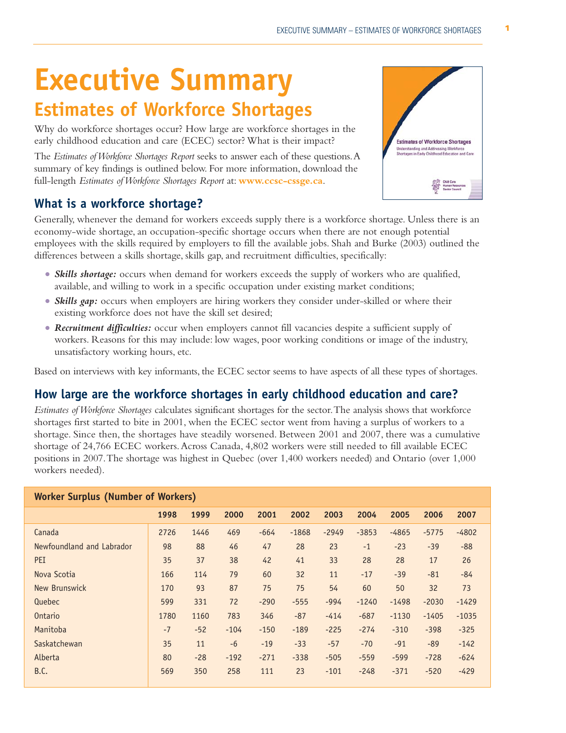# Executive Summary

## Estimates of Workforce Shortages

Why do workforce shortages occur? How large are workforce shortages in the early childhood education and care (ECEC) sector? What is their impact?

The *Estimates of Workforce Shortages Report* seeks to answer each of these questions. A summary of key findings is outlined below. For more information, download the full-length *Estimates of Workforce Shortages Report* at: **www.ccsc-cssge.ca**.

### What is a workforce shortage?

Generally, whenever the demand for workers exceeds supply there is a workforce shortage. Unless there is an economy-wide shortage, an occupation-specific shortage occurs when there are not enough potential employees with the skills required by employers to fill the available jobs. Shah and Burke (2003) outlined the differences between a skills shortage, skills gap, and recruitment difficulties, specifically:

- ***Skills shortage:*** occurs when demand for workers exceeds the supply of workers who are qualified, available, and willing to work in a specific occupation under existing market conditions;
- ***Skills gap:*** occurs when employers are hiring workers they consider under-skilled or where their existing workforce does not have the skill set desired;
- ***Recruitment difficulties:*** occur when employers cannot fill vacancies despite a sufficient supply of workers. Reasons for this may include: low wages, poor working conditions or image of the industry, unsatisfactory working hours, etc.

Based on interviews with key informants, the ECEC sector seems to have aspects of all these types of shortages.

### How large are the workforce shortages in early childhood education and care?

*Estimates of Workforce Shortages* calculates significant shortages for the sector. The analysis shows that workforce shortages first started to bite in 2001, when the ECEC sector went from having a surplus of workers to a shortage. Since then, the shortages have steadily worsened. Between 2001 and 2007, there was a cumulative shortage of 24,766 ECEC workers. Across Canada, 4,802 workers were still needed to fill available ECEC positions in 2007. The shortage was highest in Quebec (over 1,400 workers needed) and Ontario (over 1,000 workers needed).

**Worker Surplus (Number of Workers)**

| | 1998 | 1999 | 2000 | 2001 | 2002 | 2003 | 2004 | 2005 | 2006 | 2007 |
|---|---|---|---|---|---|---|---|---|---|---|
| Canada | 2726 | 1446 | 469 | -664 | -1868 | -2949 | -3853 | -4865 | -5775 | -4802 |
| Newfoundland and Labrador | 98 | 88 | 46 | 47 | 28 | 23 | -1 | -23 | -39 | -88 |
| PEI | 35 | 37 | 38 | 42 | 41 | 33 | 28 | 28 | 17 | 26 |
| Nova Scotia | 166 | 114 | 79 | 60 | 32 | 11 | -17 | -39 | -81 | -84 |
| New Brunswick | 170 | 93 | 87 | 75 | 75 | 54 | 60 | 50 | 32 | 73 |
| Quebec | 599 | 331 | 72 | -290 | -555 | -994 | -1240 | -1498 | -2030 | -1429 |
| Ontario | 1780 | 1160 | 783 | 346 | -87 | -414 | -687 | -1130 | -1405 | -1035 |
| Manitoba | -7 | -52 | -104 | -150 | -189 | -225 | -274 | -310 | -398 | -325 |
| Saskatchewan | 35 | 11 | -6 | -19 | -33 | -57 | -70 | -91 | -89 | -142 |
| Alberta | 80 | -28 | -192 | -271 | -338 | -505 | -559 | -599 | -728 | -624 |
| B.C. | 569 | 350 | 258 | 111 | 23 | -101 | -248 | -371 | -520 | -429 |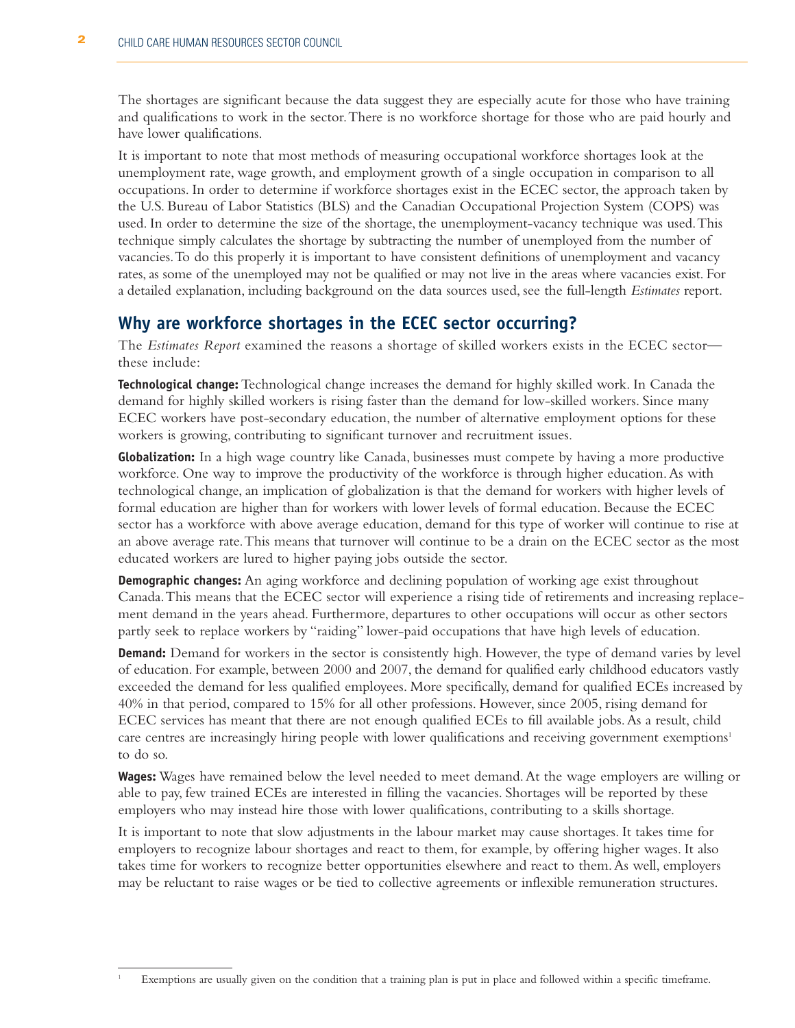The shortages are significant because the data suggest they are especially acute for those who have training and qualifications to work in the sector. There is no workforce shortage for those who are paid hourly and have lower qualifications.

It is important to note that most methods of measuring occupational workforce shortages look at the unemployment rate, wage growth, and employment growth of a single occupation in comparison to all occupations. In order to determine if workforce shortages exist in the ECEC sector, the approach taken by the U.S. Bureau of Labor Statistics (BLS) and the Canadian Occupational Projection System (COPS) was used. In order to determine the size of the shortage, the unemployment-vacancy technique was used. This technique simply calculates the shortage by subtracting the number of unemployed from the number of vacancies. To do this properly it is important to have consistent definitions of unemployment and vacancy rates, as some of the unemployed may not be qualified or may not live in the areas where vacancies exist. For a detailed explanation, including background on the data sources used, see the full-length *Estimates* report.

## Why are workforce shortages in the ECEC sector occurring?

The *Estimates Report* examined the reasons a shortage of skilled workers exists in the ECEC sector—these include:

**Technological change:** Technological change increases the demand for highly skilled work. In Canada the demand for highly skilled workers is rising faster than the demand for low-skilled workers. Since many ECEC workers have post-secondary education, the number of alternative employment options for these workers is growing, contributing to significant turnover and recruitment issues.

**Globalization:** In a high wage country like Canada, businesses must compete by having a more productive workforce. One way to improve the productivity of the workforce is through higher education. As with technological change, an implication of globalization is that the demand for workers with higher levels of formal education are higher than for workers with lower levels of formal education. Because the ECEC sector has a workforce with above average education, demand for this type of worker will continue to rise at an above average rate. This means that turnover will continue to be a drain on the ECEC sector as the most educated workers are lured to higher paying jobs outside the sector.

**Demographic changes:** An aging workforce and declining population of working age exist throughout Canada. This means that the ECEC sector will experience a rising tide of retirements and increasing replacement demand in the years ahead. Furthermore, departures to other occupations will occur as other sectors partly seek to replace workers by "raiding" lower-paid occupations that have high levels of education.

**Demand:** Demand for workers in the sector is consistently high. However, the type of demand varies by level of education. For example, between 2000 and 2007, the demand for qualified early childhood educators vastly exceeded the demand for less qualified employees. More specifically, demand for qualified ECEs increased by 40% in that period, compared to 15% for all other professions. However, since 2005, rising demand for ECEC services has meant that there are not enough qualified ECEs to fill available jobs. As a result, child care centres are increasingly hiring people with lower qualifications and receiving government exemptions[1] to do so.

**Wages:** Wages have remained below the level needed to meet demand. At the wage employers are willing or able to pay, few trained ECEs are interested in filling the vacancies. Shortages will be reported by these employers who may instead hire those with lower qualifications, contributing to a skills shortage.

It is important to note that slow adjustments in the labour market may cause shortages. It takes time for employers to recognize labour shortages and react to them, for example, by offering higher wages. It also takes time for workers to recognize better opportunities elsewhere and react to them. As well, employers may be reluctant to raise wages or be tied to collective agreements or inflexible remuneration structures.

[1] Exemptions are usually given on the condition that a training plan is put in place and followed within a specific timeframe.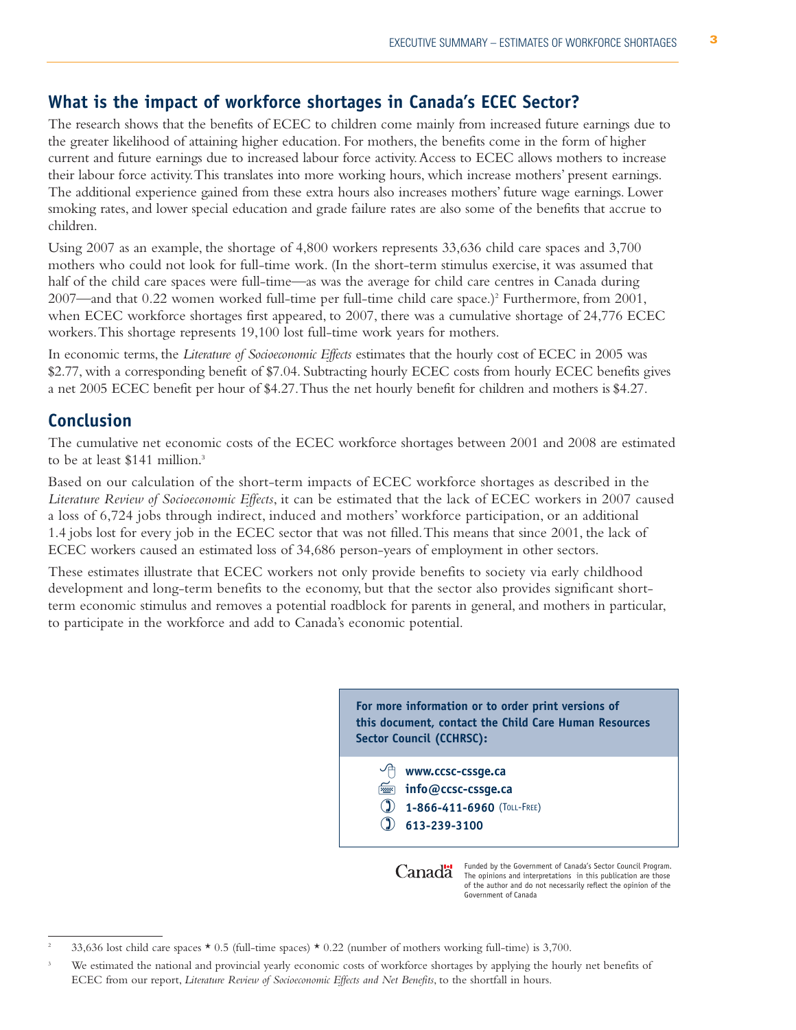## What is the impact of workforce shortages in Canada's ECEC Sector?

The research shows that the benefits of ECEC to children come mainly from increased future earnings due to the greater likelihood of attaining higher education. For mothers, the benefits come in the form of higher current and future earnings due to increased labour force activity. Access to ECEC allows mothers to increase their labour force activity. This translates into more working hours, which increase mothers' present earnings. The additional experience gained from these extra hours also increases mothers' future wage earnings. Lower smoking rates, and lower special education and grade failure rates are also some of the benefits that accrue to children.

Using 2007 as an example, the shortage of 4,800 workers represents 33,636 child care spaces and 3,700 mothers who could not look for full-time work. (In the short-term stimulus exercise, it was assumed that half of the child care spaces were full-time—as was the average for child care centres in Canada during 2007—and that 0.22 women worked full-time per full-time child care space.)[2] Furthermore, from 2001, when ECEC workforce shortages first appeared, to 2007, there was a cumulative shortage of 24,776 ECEC workers. This shortage represents 19,100 lost full-time work years for mothers.

In economic terms, the *Literature of Socioeconomic Effects* estimates that the hourly cost of ECEC in 2005 was $2.77, with a corresponding benefit of $7.04. Subtracting hourly ECEC costs from hourly ECEC benefits gives a net 2005 ECEC benefit per hour of $4.27. Thus the net hourly benefit for children and mothers is $4.27.

## Conclusion

The cumulative net economic costs of the ECEC workforce shortages between 2001 and 2008 are estimated to be at least $141 million.[3]

Based on our calculation of the short-term impacts of ECEC workforce shortages as described in the *Literature Review of Socioeconomic Effects*, it can be estimated that the lack of ECEC workers in 2007 caused a loss of 6,724 jobs through indirect, induced and mothers' workforce participation, or an additional 1.4 jobs lost for every job in the ECEC sector that was not filled. This means that since 2001, the lack of ECEC workers caused an estimated loss of 34,686 person-years of employment in other sectors.

These estimates illustrate that ECEC workers not only provide benefits to society via early childhood development and long-term benefits to the economy, but that the sector also provides significant short-term economic stimulus and removes a potential roadblock for parents in general, and mothers in particular, to participate in the workforce and add to Canada's economic potential.

**For more information or to order print versions of this document, contact the Child Care Human Resources Sector Council (CCHRSC):**

- **www.ccsc-cssge.ca**
- **info@ccsc-cssge.ca**
- **1-866-411-6960** (Toll-Free)
- **613-239-3100**

Canada

Funded by the Government of Canada's Sector Council Program. The opinions and interpretations in this publication are those of the author and do not necessarily reflect the opinion of the Government of Canada

---

[2] 33,636 lost child care spaces * 0.5 (full-time spaces) * 0.22 (number of mothers working full-time) is 3,700.

[3] We estimated the national and provincial yearly economic costs of workforce shortages by applying the hourly net benefits of ECEC from our report, *Literature Review of Socioeconomic Effects and Net Benefits*, to the shortfall in hours.